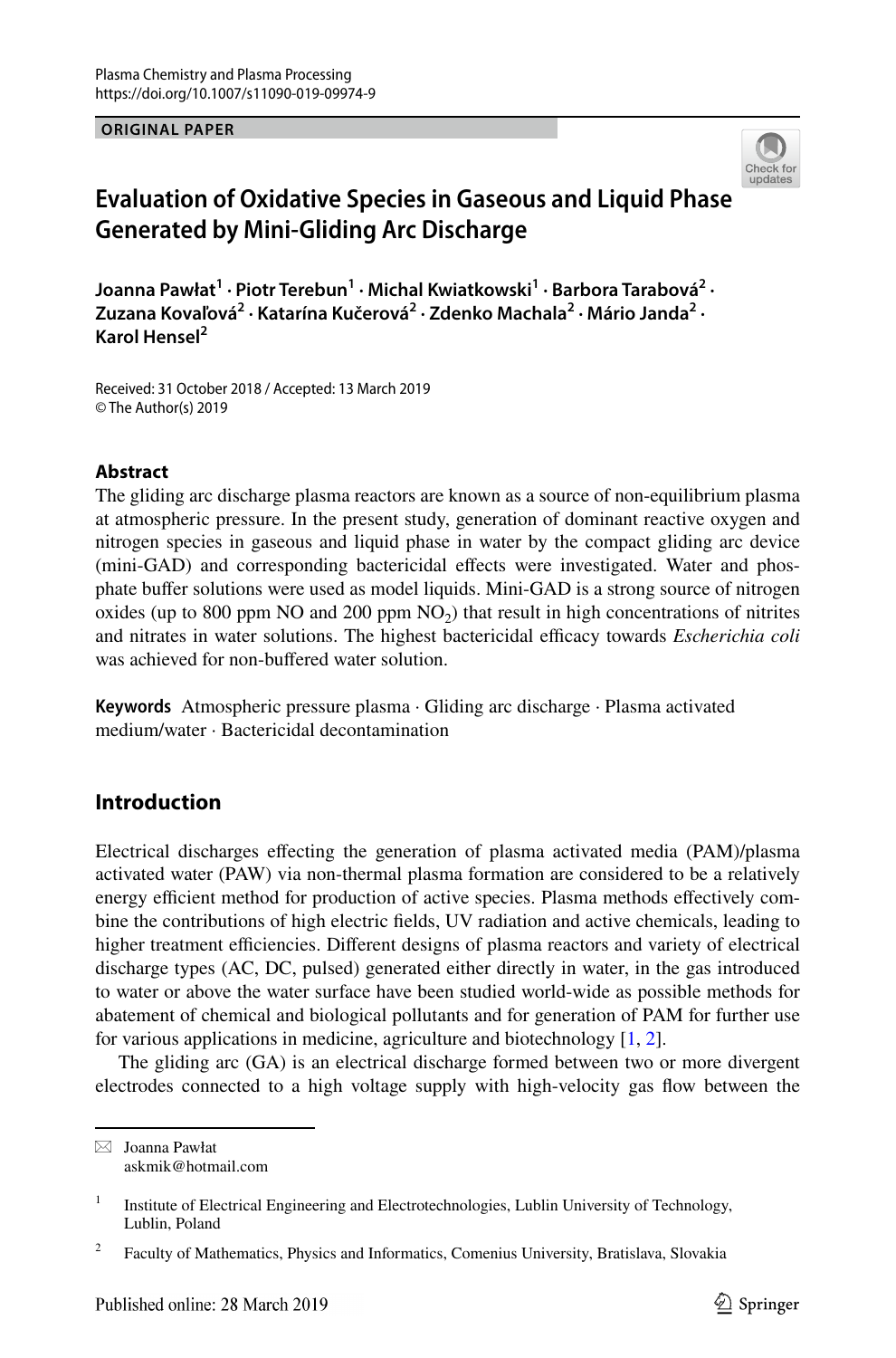Plasma Chemistry and Plasma Processing
https://doi.org/10.1007/s11090-019-09974-9

**ORIGINAL PAPER**

# Evaluation of Oxidative Species in Gaseous and Liquid Phase Generated by Mini-Gliding Arc Discharge

**Joanna Pawłat[1] · Piotr Terebun[1] · Michal Kwiatkowski[1] · Barbora Tarabová[2] · Zuzana Kovaľová[2] · Katarína Kučerová[2] · Zdenko Machala[2] · Mário Janda[2] · Karol Hensel[2]**

Received: 31 October 2018 / Accepted: 13 March 2019
© The Author(s) 2019

## Abstract

The gliding arc discharge plasma reactors are known as a source of non-equilibrium plasma at atmospheric pressure. In the present study, generation of dominant reactive oxygen and nitrogen species in gaseous and liquid phase in water by the compact gliding arc device (mini-GAD) and corresponding bactericidal effects were investigated. Water and phosphate buffer solutions were used as model liquids. Mini-GAD is a strong source of nitrogen oxides (up to 800 ppm NO and 200 ppm $NO_2$) that result in high concentrations of nitrites and nitrates in water solutions. The highest bactericidal efficacy towards *Escherichia coli* was achieved for non-buffered water solution.

**Keywords** Atmospheric pressure plasma · Gliding arc discharge · Plasma activated medium/water · Bactericidal decontamination

## Introduction

Electrical discharges effecting the generation of plasma activated media (PAM)/plasma activated water (PAW) via non-thermal plasma formation are considered to be a relatively energy efficient method for production of active species. Plasma methods effectively combine the contributions of high electric fields, UV radiation and active chemicals, leading to higher treatment efficiencies. Different designs of plasma reactors and variety of electrical discharge types (AC, DC, pulsed) generated either directly in water, in the gas introduced to water or above the water surface have been studied world-wide as possible methods for abatement of chemical and biological pollutants and for generation of PAM for further use for various applications in medicine, agriculture and biotechnology [1, 2].

The gliding arc (GA) is an electrical discharge formed between two or more divergent electrodes connected to a high voltage supply with high-velocity gas flow between the

✉ Joanna Pawłat
askmik@hotmail.com

[1] Institute of Electrical Engineering and Electrotechnologies, Lublin University of Technology, Lublin, Poland

[2] Faculty of Mathematics, Physics and Informatics, Comenius University, Bratislava, Slovakia

Published online: 28 March 2019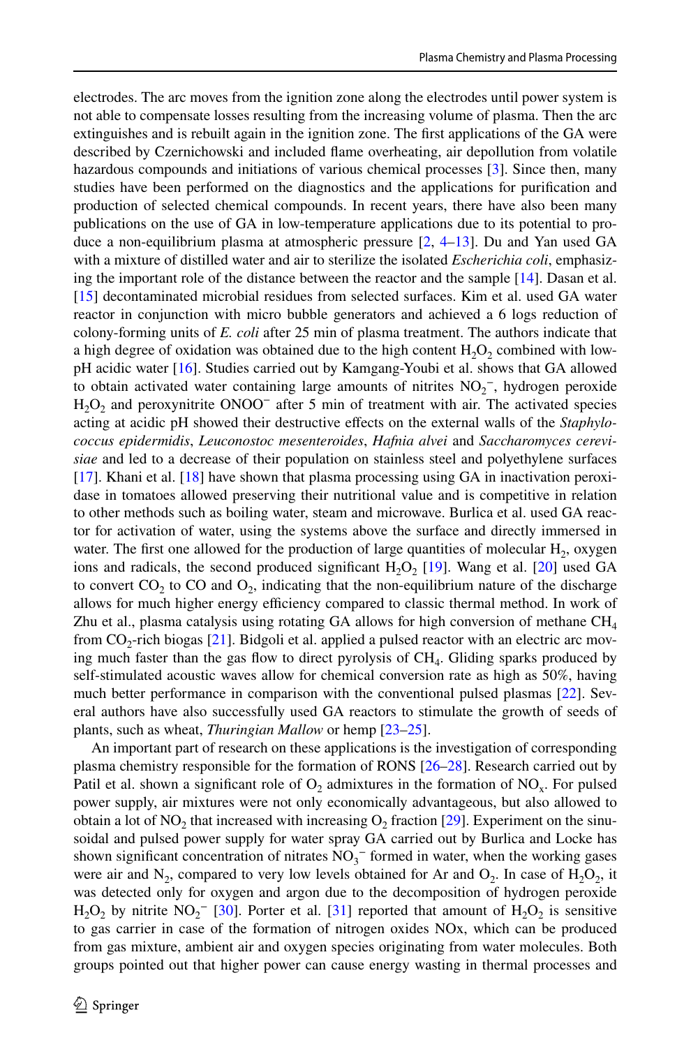electrodes. The arc moves from the ignition zone along the electrodes until power system is not able to compensate losses resulting from the increasing volume of plasma. Then the arc extinguishes and is rebuilt again in the ignition zone. The first applications of the GA were described by Czernichowski and included flame overheating, air depollution from volatile hazardous compounds and initiations of various chemical processes [3]. Since then, many studies have been performed on the diagnostics and the applications for purification and production of selected chemical compounds. In recent years, there have also been many publications on the use of GA in low-temperature applications due to its potential to produce a non-equilibrium plasma at atmospheric pressure [2, 4–13]. Du and Yan used GA with a mixture of distilled water and air to sterilize the isolated *Escherichia coli*, emphasizing the important role of the distance between the reactor and the sample [14]. Dasan et al. [15] decontaminated microbial residues from selected surfaces. Kim et al. used GA water reactor in conjunction with micro bubble generators and achieved a 6 logs reduction of colony-forming units of *E. coli* after 25 min of plasma treatment. The authors indicate that a high degree of oxidation was obtained due to the high content $H_2O_2$ combined with low-pH acidic water [16]. Studies carried out by Kamgang-Youbi et al. shows that GA allowed to obtain activated water containing large amounts of nitrites $NO_2^-$, hydrogen peroxide $H_2O_2$ and peroxynitrite $ONOO^-$ after 5 min of treatment with air. The activated species acting at acidic pH showed their destructive effects on the external walls of the *Staphylococcus epidermidis*, *Leuconostoc mesenteroides*, *Hafnia alvei* and *Saccharomyces cerevisiae* and led to a decrease of their population on stainless steel and polyethylene surfaces [17]. Khani et al. [18] have shown that plasma processing using GA in inactivation peroxidase in tomatoes allowed preserving their nutritional value and is competitive in relation to other methods such as boiling water, steam and microwave. Burlica et al. used GA reactor for activation of water, using the systems above the surface and directly immersed in water. The first one allowed for the production of large quantities of molecular $H_2$, oxygen ions and radicals, the second produced significant $H_2O_2$ [19]. Wang et al. [20] used GA to convert $CO_2$ to CO and $O_2$, indicating that the non-equilibrium nature of the discharge allows for much higher energy efficiency compared to classic thermal method. In work of Zhu et al., plasma catalysis using rotating GA allows for high conversion of methane $CH_4$ from $CO_2$-rich biogas [21]. Bidgoli et al. applied a pulsed reactor with an electric arc moving much faster than the gas flow to direct pyrolysis of $CH_4$. Gliding sparks produced by self-stimulated acoustic waves allow for chemical conversion rate as high as 50%, having much better performance in comparison with the conventional pulsed plasmas [22]. Several authors have also successfully used GA reactors to stimulate the growth of seeds of plants, such as wheat, *Thuringian Mallow* or hemp [23–25].

An important part of research on these applications is the investigation of corresponding plasma chemistry responsible for the formation of RONS [26–28]. Research carried out by Patil et al. shown a significant role of $O_2$ admixtures in the formation of $NO_x$. For pulsed power supply, air mixtures were not only economically advantageous, but also allowed to obtain a lot of $NO_2$ that increased with increasing $O_2$ fraction [29]. Experiment on the sinusoidal and pulsed power supply for water spray GA carried out by Burlica and Locke has shown significant concentration of nitrates $NO_3^-$ formed in water, when the working gases were air and $N_2$, compared to very low levels obtained for Ar and $O_2$. In case of $H_2O_2$, it was detected only for oxygen and argon due to the decomposition of hydrogen peroxide $H_2O_2$ by nitrite $NO_2^-$ [30]. Porter et al. [31] reported that amount of $H_2O_2$ is sensitive to gas carrier in case of the formation of nitrogen oxides NOx, which can be produced from gas mixture, ambient air and oxygen species originating from water molecules. Both groups pointed out that higher power can cause energy wasting in thermal processes and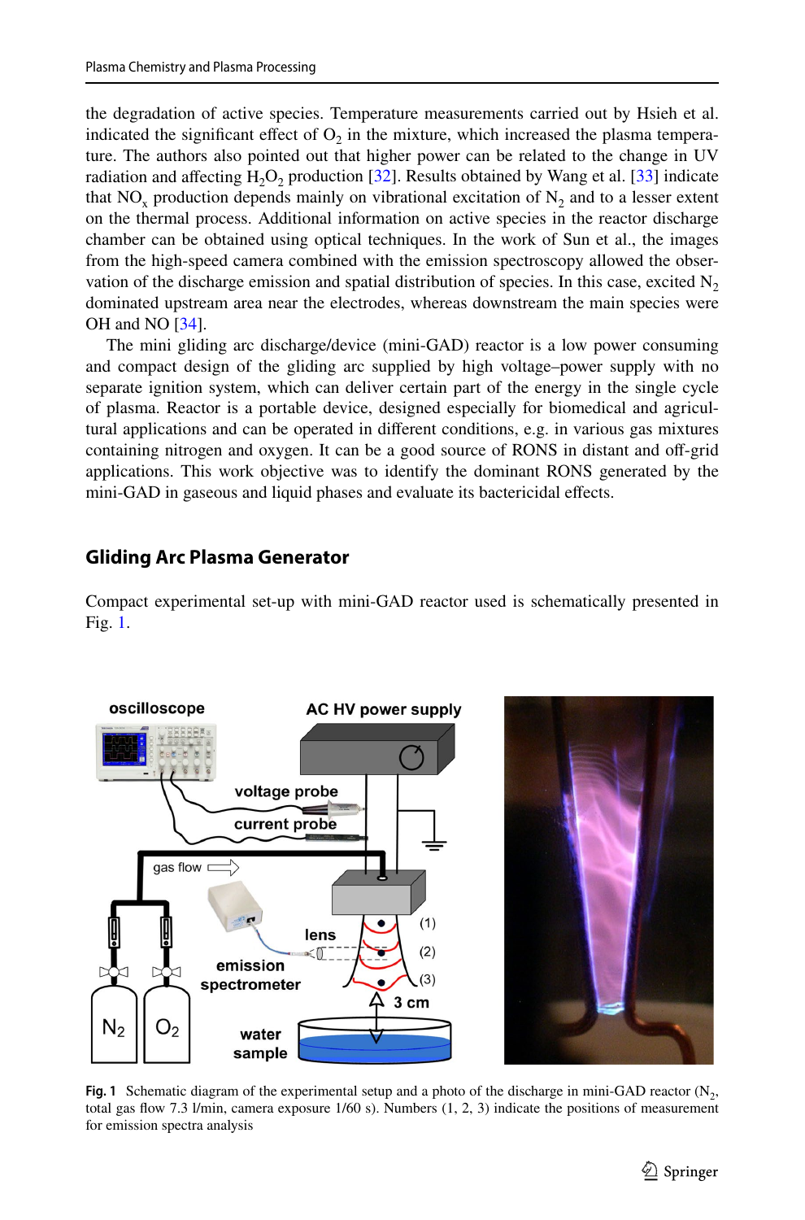the degradation of active species. Temperature measurements carried out by Hsieh et al. indicated the significant effect of $O_2$ in the mixture, which increased the plasma temperature. The authors also pointed out that higher power can be related to the change in UV radiation and affecting $H_2O_2$ production [32]. Results obtained by Wang et al. [33] indicate that $NO_x$ production depends mainly on vibrational excitation of $N_2$ and to a lesser extent on the thermal process. Additional information on active species in the reactor discharge chamber can be obtained using optical techniques. In the work of Sun et al., the images from the high-speed camera combined with the emission spectroscopy allowed the observation of the discharge emission and spatial distribution of species. In this case, excited $N_2$ dominated upstream area near the electrodes, whereas downstream the main species were OH and NO [34].

The mini gliding arc discharge/device (mini-GAD) reactor is a low power consuming and compact design of the gliding arc supplied by high voltage–power supply with no separate ignition system, which can deliver certain part of the energy in the single cycle of plasma. Reactor is a portable device, designed especially for biomedical and agricultural applications and can be operated in different conditions, e.g. in various gas mixtures containing nitrogen and oxygen. It can be a good source of RONS in distant and off-grid applications. This work objective was to identify the dominant RONS generated by the mini-GAD in gaseous and liquid phases and evaluate its bactericidal effects.

## Gliding Arc Plasma Generator

Compact experimental set-up with mini-GAD reactor used is schematically presented in Fig. 1.

**Fig. 1** Schematic diagram of the experimental setup and a photo of the discharge in mini-GAD reactor ($N_2$, total gas flow 7.3 l/min, camera exposure 1/60 s). Numbers (1, 2, 3) indicate the positions of measurement for emission spectra analysis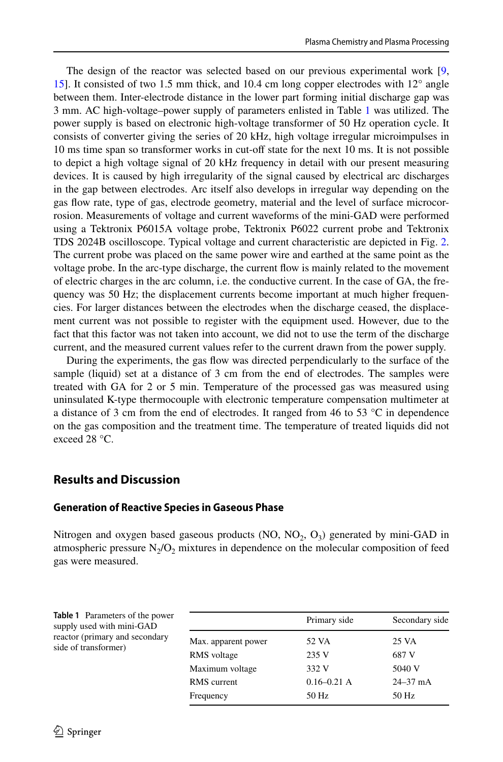The design of the reactor was selected based on our previous experimental work [9, 15]. It consisted of two 1.5 mm thick, and 10.4 cm long copper electrodes with 12° angle between them. Inter-electrode distance in the lower part forming initial discharge gap was 3 mm. AC high-voltage–power supply of parameters enlisted in Table 1 was utilized. The power supply is based on electronic high-voltage transformer of 50 Hz operation cycle. It consists of converter giving the series of 20 kHz, high voltage irregular microimpulses in 10 ms time span so transformer works in cut-off state for the next 10 ms. It is not possible to depict a high voltage signal of 20 kHz frequency in detail with our present measuring devices. It is caused by high irregularity of the signal caused by electrical arc discharges in the gap between electrodes. Arc itself also develops in irregular way depending on the gas flow rate, type of gas, electrode geometry, material and the level of surface microcorrosion. Measurements of voltage and current waveforms of the mini-GAD were performed using a Tektronix P6015A voltage probe, Tektronix P6022 current probe and Tektronix TDS 2024B oscilloscope. Typical voltage and current characteristic are depicted in Fig. 2. The current probe was placed on the same power wire and earthed at the same point as the voltage probe. In the arc-type discharge, the current flow is mainly related to the movement of electric charges in the arc column, i.e. the conductive current. In the case of GA, the frequency was 50 Hz; the displacement currents become important at much higher frequencies. For larger distances between the electrodes when the discharge ceased, the displacement current was not possible to register with the equipment used. However, due to the fact that this factor was not taken into account, we did not to use the term of the discharge current, and the measured current values refer to the current drawn from the power supply.

During the experiments, the gas flow was directed perpendicularly to the surface of the sample (liquid) set at a distance of 3 cm from the end of electrodes. The samples were treated with GA for 2 or 5 min. Temperature of the processed gas was measured using uninsulated K-type thermocouple with electronic temperature compensation multimeter at a distance of 3 cm from the end of electrodes. It ranged from 46 to 53 °C in dependence on the gas composition and the treatment time. The temperature of treated liquids did not exceed 28 °C.

## Results and Discussion

### Generation of Reactive Species in Gaseous Phase

Nitrogen and oxygen based gaseous products (NO, $NO_2$, $O_3$) generated by mini-GAD in atmospheric pressure $N_2/O_2$ mixtures in dependence on the molecular composition of feed gas were measured.

**Table 1** Parameters of the power supply used with mini-GAD reactor (primary and secondary side of transformer)

| | Primary side | Secondary side |
|---|---|---|
| Max. apparent power | 52 VA | 25 VA |
| RMS voltage | 235 V | 687 V |
| Maximum voltage | 332 V | 5040 V |
| RMS current | 0.16–0.21 A | 24–37 mA |
| Frequency | 50 Hz | 50 Hz |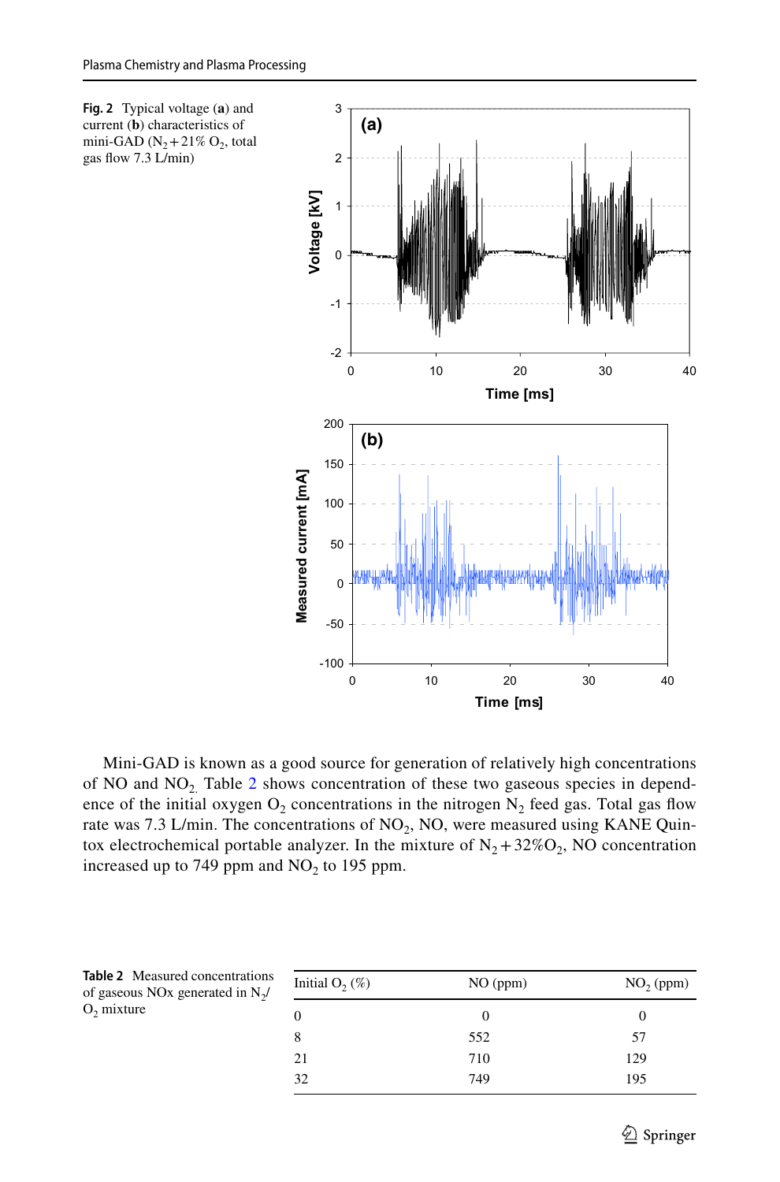Fig. 2 Typical voltage (**a**) and current (**b**) characteristics of mini-GAD ($N_2 + 21\%$ $O_2$, total gas flow 7.3 L/min)

Mini-GAD is known as a good source for generation of relatively high concentrations of NO and $NO_2$. Table 2 shows concentration of these two gaseous species in dependence of the initial oxygen $O_2$ concentrations in the nitrogen $N_2$ feed gas. Total gas flow rate was 7.3 L/min. The concentrations of $NO_2$, NO, were measured using KANE Quintox electrochemical portable analyzer. In the mixture of $N_2 + 32\%O_2$, NO concentration increased up to 749 ppm and $NO_2$ to 195 ppm.

**Table 2** Measured concentrations of gaseous NOx generated in $N_2$/$O_2$ mixture

| Initial $O_2$ (%) | NO (ppm) | $NO_2$ (ppm) |
|---|---|---|
| 0 | 0 | 0 |
| 8 | 552 | 57 |
| 21 | 710 | 129 |
| 32 | 749 | 195 |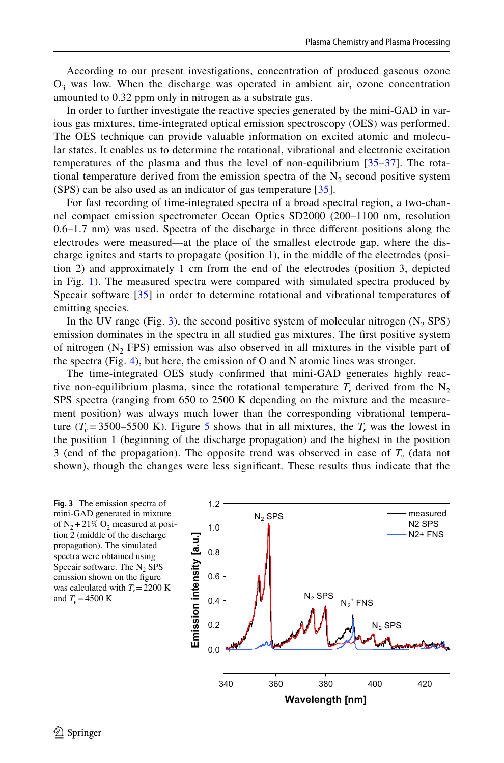According to our present investigations, concentration of produced gaseous ozone $O_3$ was low. When the discharge was operated in ambient air, ozone concentration amounted to 0.32 ppm only in nitrogen as a substrate gas.

In order to further investigate the reactive species generated by the mini-GAD in various gas mixtures, time-integrated optical emission spectroscopy (OES) was performed. The OES technique can provide valuable information on excited atomic and molecular states. It enables us to determine the rotational, vibrational and electronic excitation temperatures of the plasma and thus the level of non-equilibrium [35–37]. The rotational temperature derived from the emission spectra of the $N_2$ second positive system (SPS) can be also used as an indicator of gas temperature [35].

For fast recording of time-integrated spectra of a broad spectral region, a two-channel compact emission spectrometer Ocean Optics SD2000 (200–1100 nm, resolution 0.6–1.7 nm) was used. Spectra of the discharge in three different positions along the electrodes were measured—at the place of the smallest electrode gap, where the discharge ignites and starts to propagate (position 1), in the middle of the electrodes (position 2) and approximately 1 cm from the end of the electrodes (position 3, depicted in Fig. 1). The measured spectra were compared with simulated spectra produced by Specair software [35] in order to determine rotational and vibrational temperatures of emitting species.

In the UV range (Fig. 3), the second positive system of molecular nitrogen ($N_2$ SPS) emission dominates in the spectra in all studied gas mixtures. The first positive system of nitrogen ($N_2$ FPS) emission was also observed in all mixtures in the visible part of the spectra (Fig. 4), but here, the emission of O and N atomic lines was stronger.

The time-integrated OES study confirmed that mini-GAD generates highly reactive non-equilibrium plasma, since the rotational temperature $T_r$ derived from the $N_2$ SPS spectra (ranging from 650 to 2500 K depending on the mixture and the measurement position) was always much lower than the corresponding vibrational temperature ($T_v$ = 3500–5500 K). Figure 5 shows that in all mixtures, the $T_r$ was the lowest in the position 1 (beginning of the discharge propagation) and the highest in the position 3 (end of the propagation). The opposite trend was observed in case of $T_v$ (data not shown), though the changes were less significant. These results thus indicate that the

**Fig. 3** The emission spectra of mini-GAD generated in mixture of $N_2$ + 21% $O_2$ measured at position 2 (middle of the discharge propagation). The simulated spectra were obtained using Specair software. The $N_2$ SPS emission shown on the figure was calculated with $T_r$ = 2200 K and $T_v$ = 4500 K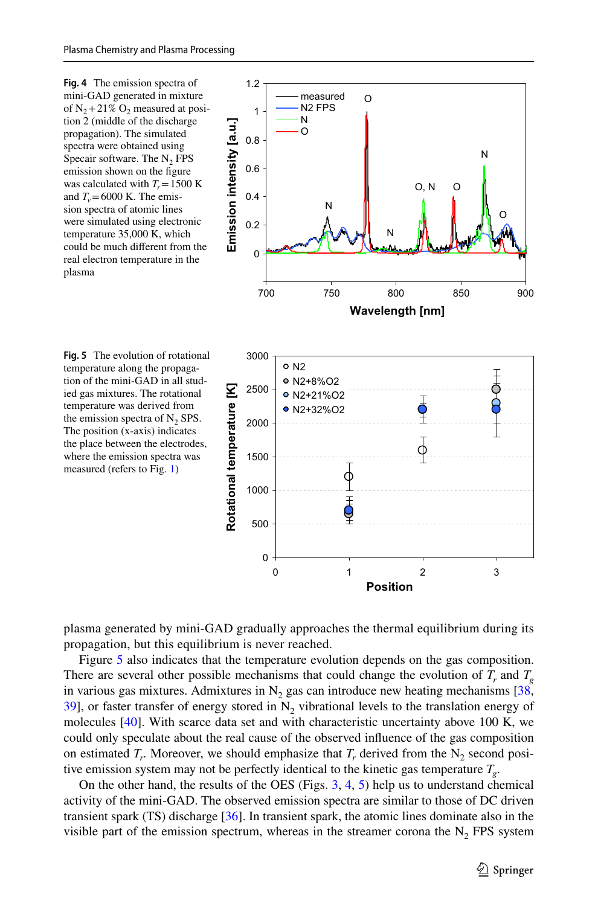**Fig. 4** The emission spectra of mini-GAD generated in mixture of $N_2$ + 21% $O_2$ measured at position 2 (middle of the discharge propagation). The simulated spectra were obtained using Specair software. The $N_2$ FPS emission shown on the figure was calculated with $T_r$ = 1500 K and $T_v$ = 6000 K. The emission spectra of atomic lines were simulated using electronic temperature 35,000 K, which could be much different from the real electron temperature in the plasma

**Fig. 5** The evolution of rotational temperature along the propagation of the mini-GAD in all studied gas mixtures. The rotational temperature was derived from the emission spectra of $N_2$ SPS. The position (x-axis) indicates the place between the electrodes, where the emission spectra was measured (refers to Fig. 1)

plasma generated by mini-GAD gradually approaches the thermal equilibrium during its propagation, but this equilibrium is never reached.

Figure 5 also indicates that the temperature evolution depends on the gas composition. There are several other possible mechanisms that could change the evolution of $T_r$ and $T_g$ in various gas mixtures. Admixtures in $N_2$ gas can introduce new heating mechanisms [38, 39], or faster transfer of energy stored in $N_2$ vibrational levels to the translation energy of molecules [40]. With scarce data set and with characteristic uncertainty above 100 K, we could only speculate about the real cause of the observed influence of the gas composition on estimated $T_r$. Moreover, we should emphasize that $T_r$ derived from the $N_2$ second positive emission system may not be perfectly identical to the kinetic gas temperature $T_g$.

On the other hand, the results of the OES (Figs. 3, 4, 5) help us to understand chemical activity of the mini-GAD. The observed emission spectra are similar to those of DC driven transient spark (TS) discharge [36]. In transient spark, the atomic lines dominate also in the visible part of the emission spectrum, whereas in the streamer corona the $N_2$ FPS system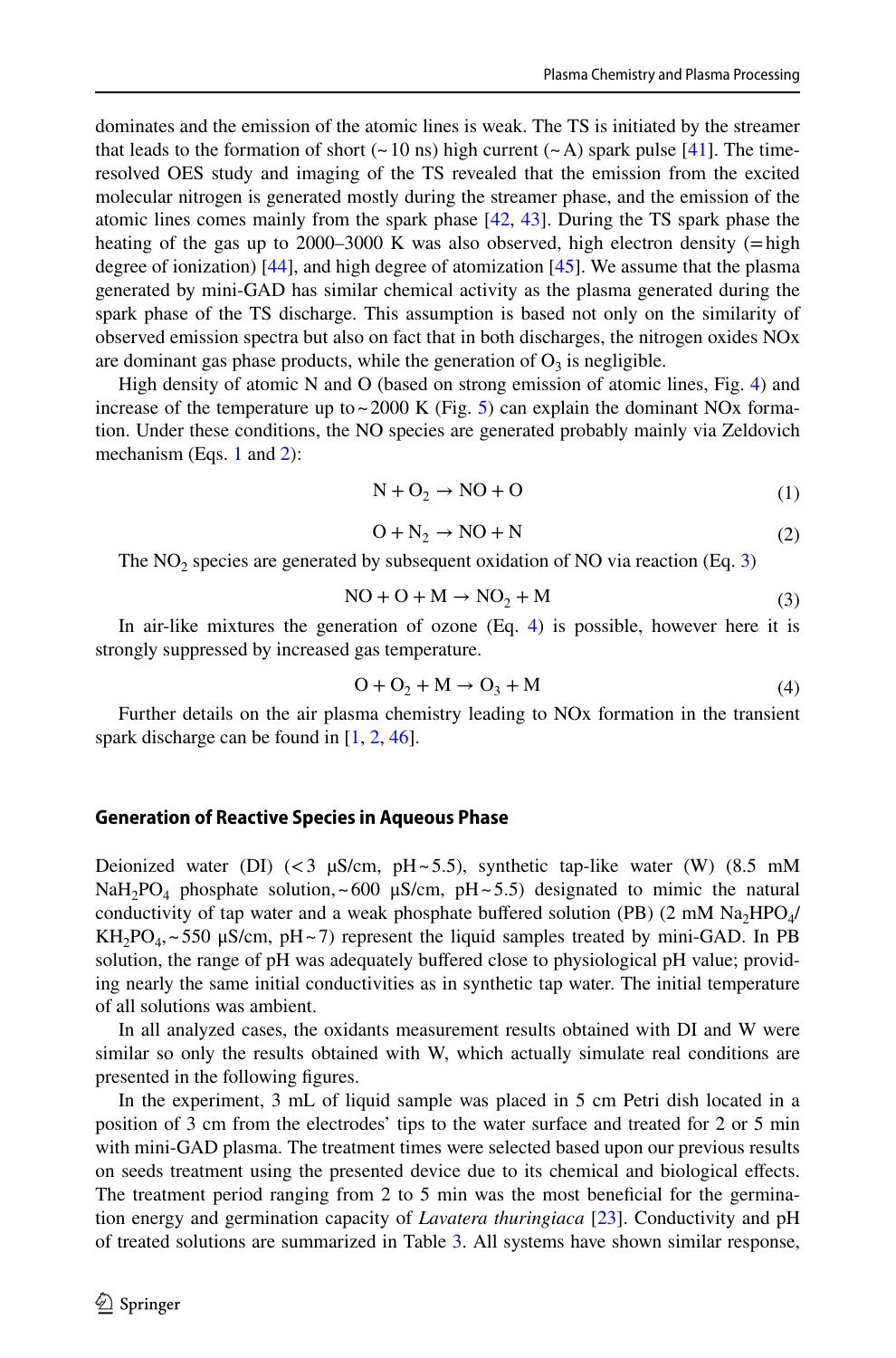dominates and the emission of the atomic lines is weak. The TS is initiated by the streamer that leads to the formation of short (~10 ns) high current (~A) spark pulse [41]. The time-resolved OES study and imaging of the TS revealed that the emission from the excited molecular nitrogen is generated mostly during the streamer phase, and the emission of the atomic lines comes mainly from the spark phase [42, 43]. During the TS spark phase the heating of the gas up to 2000–3000 K was also observed, high electron density (= high degree of ionization) [44], and high degree of atomization [45]. We assume that the plasma generated by mini-GAD has similar chemical activity as the plasma generated during the spark phase of the TS discharge. This assumption is based not only on the similarity of observed emission spectra but also on fact that in both discharges, the nitrogen oxides NOx are dominant gas phase products, while the generation of $O_3$ is negligible.

High density of atomic N and O (based on strong emission of atomic lines, Fig. 4) and increase of the temperature up to ~2000 K (Fig. 5) can explain the dominant NOx formation. Under these conditions, the NO species are generated probably mainly via Zeldovich mechanism (Eqs. 1 and 2):

$$N + O_2 \rightarrow NO + O \tag{1}$$

$$O + N_2 \rightarrow NO + N \tag{2}$$

The $NO_2$ species are generated by subsequent oxidation of NO via reaction (Eq. 3)

$$NO + O + M \rightarrow NO_2 + M \tag{3}$$

In air-like mixtures the generation of ozone (Eq. 4) is possible, however here it is strongly suppressed by increased gas temperature.

$$O + O_2 + M \rightarrow O_3 + M \tag{4}$$

Further details on the air plasma chemistry leading to NOx formation in the transient spark discharge can be found in [1, 2, 46].

### Generation of Reactive Species in Aqueous Phase

Deionized water (DI) (< 3 μS/cm, pH ~ 5.5), synthetic tap-like water (W) (8.5 mM $NaH_2PO_4$ phosphate solution, ~600 μS/cm, pH ~ 5.5) designated to mimic the natural conductivity of tap water and a weak phosphate buffered solution (PB) (2 mM $Na_2HPO_4$/$KH_2PO_4$, ~550 μS/cm, pH ~ 7) represent the liquid samples treated by mini-GAD. In PB solution, the range of pH was adequately buffered close to physiological pH value; providing nearly the same initial conductivities as in synthetic tap water. The initial temperature of all solutions was ambient.

In all analyzed cases, the oxidants measurement results obtained with DI and W were similar so only the results obtained with W, which actually simulate real conditions are presented in the following figures.

In the experiment, 3 mL of liquid sample was placed in 5 cm Petri dish located in a position of 3 cm from the electrodes' tips to the water surface and treated for 2 or 5 min with mini-GAD plasma. The treatment times were selected based upon our previous results on seeds treatment using the presented device due to its chemical and biological effects. The treatment period ranging from 2 to 5 min was the most beneficial for the germination energy and germination capacity of *Lavatera thuringiaca* [23]. Conductivity and pH of treated solutions are summarized in Table 3. All systems have shown similar response,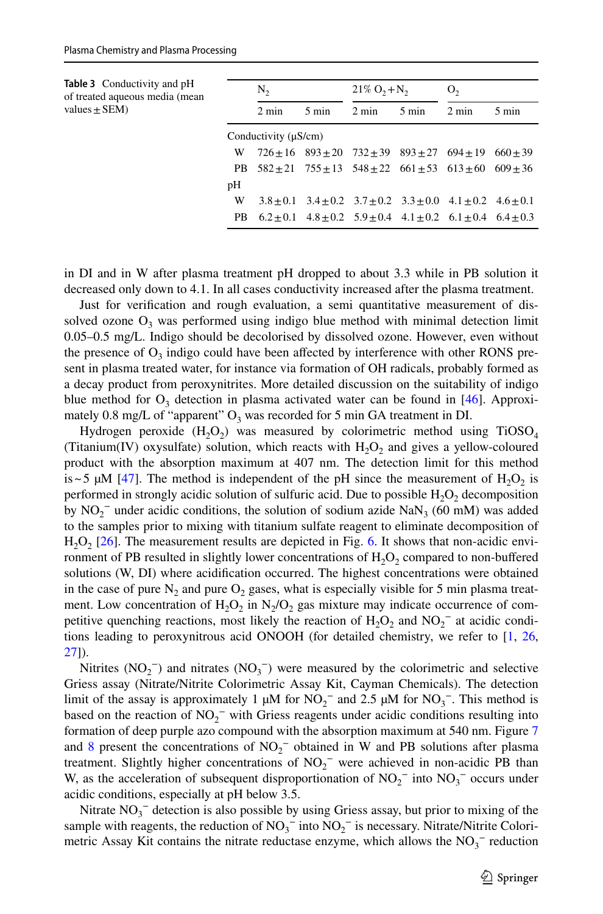**Table 3** Conductivity and pH of treated aqueous media (mean values ± SEM)

| | $N_2$ | | 21% $O_2 + N_2$ | | $O_2$ | |
|---|---|---|---|---|---|---|
| | 2 min | 5 min | 2 min | 5 min | 2 min | 5 min |
| Conductivity (μS/cm) | | | | | | |
| W | 726 ± 16 | 893 ± 20 | 732 ± 39 | 893 ± 27 | 694 ± 19 | 660 ± 39 |
| PB | 582 ± 21 | 755 ± 13 | 548 ± 22 | 661 ± 53 | 613 ± 60 | 609 ± 36 |
| pH | | | | | | |
| W | 3.8 ± 0.1 | 3.4 ± 0.2 | 3.7 ± 0.2 | 3.3 ± 0.0 | 4.1 ± 0.2 | 4.6 ± 0.1 |
| PB | 6.2 ± 0.1 | 4.8 ± 0.2 | 5.9 ± 0.4 | 4.1 ± 0.2 | 6.1 ± 0.4 | 6.4 ± 0.3 |

in DI and in W after plasma treatment pH dropped to about 3.3 while in PB solution it decreased only down to 4.1. In all cases conductivity increased after the plasma treatment.

Just for verification and rough evaluation, a semi quantitative measurement of dissolved ozone $O_3$ was performed using indigo blue method with minimal detection limit 0.05–0.5 mg/L. Indigo should be decolorised by dissolved ozone. However, even without the presence of $O_3$ indigo could have been affected by interference with other RONS present in plasma treated water, for instance via formation of OH radicals, probably formed as a decay product from peroxynitrites. More detailed discussion on the suitability of indigo blue method for $O_3$ detection in plasma activated water can be found in [46]. Approximately 0.8 mg/L of "apparent" $O_3$ was recorded for 5 min GA treatment in DI.

Hydrogen peroxide ($H_2O_2$) was measured by colorimetric method using $TiOSO_4$ (Titanium(IV) oxysulfate) solution, which reacts with $H_2O_2$ and gives a yellow-coloured product with the absorption maximum at 407 nm. The detection limit for this method is ~ 5 μM [47]. The method is independent of the pH since the measurement of $H_2O_2$ is performed in strongly acidic solution of sulfuric acid. Due to possible $H_2O_2$ decomposition by $NO_2^-$ under acidic conditions, the solution of sodium azide $NaN_3$ (60 mM) was added to the samples prior to mixing with titanium sulfate reagent to eliminate decomposition of $H_2O_2$ [26]. The measurement results are depicted in Fig. 6. It shows that non-acidic environment of PB resulted in slightly lower concentrations of $H_2O_2$ compared to non-buffered solutions (W, DI) where acidification occurred. The highest concentrations were obtained in the case of pure $N_2$ and pure $O_2$ gases, what is especially visible for 5 min plasma treatment. Low concentration of $H_2O_2$ in $N_2/O_2$ gas mixture may indicate occurrence of competitive quenching reactions, most likely the reaction of $H_2O_2$ and $NO_2^-$ at acidic conditions leading to peroxynitrous acid ONOOH (for detailed chemistry, we refer to [1, 26, 27]).

Nitrites ($NO_2^-$) and nitrates ($NO_3^-$) were measured by the colorimetric and selective Griess assay (Nitrate/Nitrite Colorimetric Assay Kit, Cayman Chemicals). The detection limit of the assay is approximately 1 μM for $NO_2^-$ and 2.5 μM for $NO_3^-$. This method is based on the reaction of $NO_2^-$ with Griess reagents under acidic conditions resulting into formation of deep purple azo compound with the absorption maximum at 540 nm. Figure 7 and 8 present the concentrations of $NO_2^-$ obtained in W and PB solutions after plasma treatment. Slightly higher concentrations of $NO_2^-$ were achieved in non-acidic PB than W, as the acceleration of subsequent disproportionation of $NO_2^-$ into $NO_3^-$ occurs under acidic conditions, especially at pH below 3.5.

Nitrate $NO_3^-$ detection is also possible by using Griess assay, but prior to mixing of the sample with reagents, the reduction of $NO_3^-$ into $NO_2^-$ is necessary. Nitrate/Nitrite Colorimetric Assay Kit contains the nitrate reductase enzyme, which allows the $NO_3^-$ reduction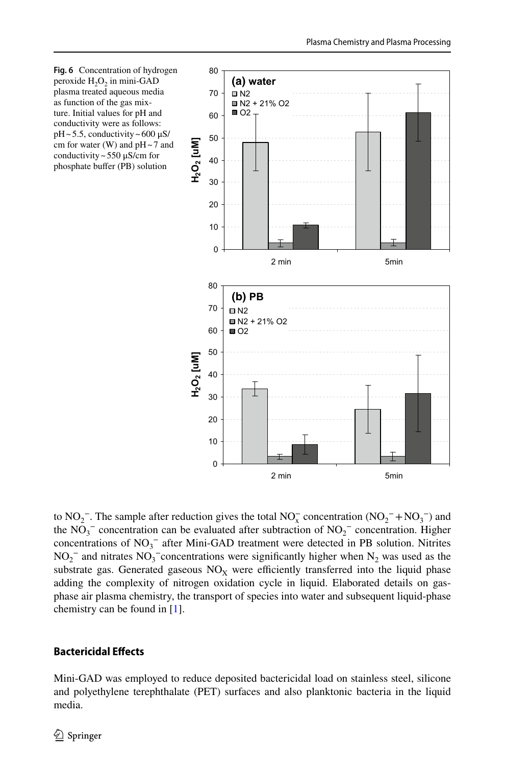**Fig. 6** Concentration of hydrogen peroxide $H_2O_2$ in mini-GAD plasma treated aqueous media as function of the gas mixture. Initial values for pH and conductivity were as follows: pH ~ 5.5, conductivity ~ 600 µS/cm for water (W) and pH ~ 7 and conductivity ~ 550 µS/cm for phosphate buffer (PB) solution

to $NO_2^-$. The sample after reduction gives the total $NO_x^-$ concentration ($NO_2^- + NO_3^-$) and the $NO_3^-$ concentration can be evaluated after subtraction of $NO_2^-$ concentration. Higher concentrations of $NO_3^-$ after Mini-GAD treatment were detected in PB solution. Nitrites $NO_2^-$ and nitrates $NO_3^-$concentrations were significantly higher when $N_2$ was used as the substrate gas. Generated gaseous $NO_X$ were efficiently transferred into the liquid phase adding the complexity of nitrogen oxidation cycle in liquid. Elaborated details on gas-phase air plasma chemistry, the transport of species into water and subsequent liquid-phase chemistry can be found in [1].

## Bactericidal Effects

Mini-GAD was employed to reduce deposited bactericidal load on stainless steel, silicone and polyethylene terephthalate (PET) surfaces and also planktonic bacteria in the liquid media.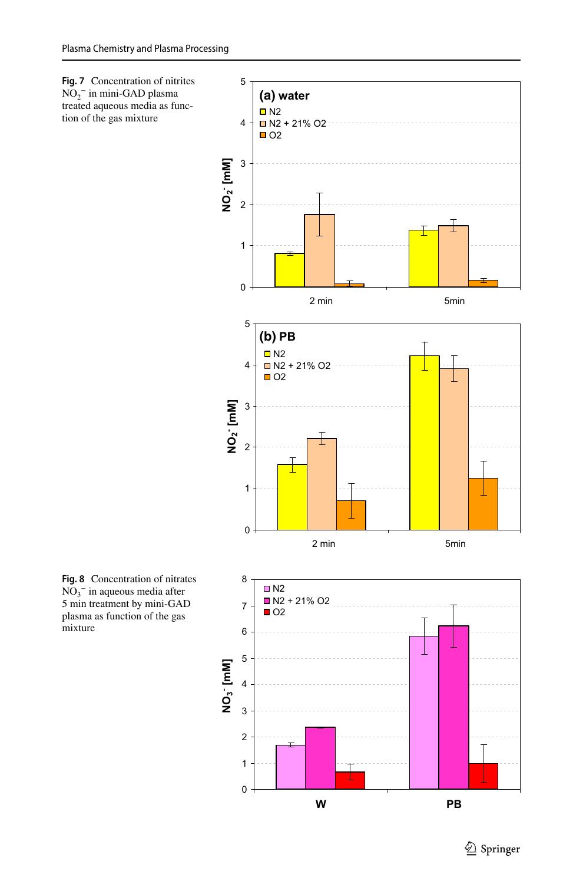**Fig. 7** Concentration of nitrites $NO_2^-$ in mini-GAD plasma treated aqueous media as function of the gas mixture

**Fig. 8** Concentration of nitrates $NO_3^-$ in aqueous media after 5 min treatment by mini-GAD plasma as function of the gas mixture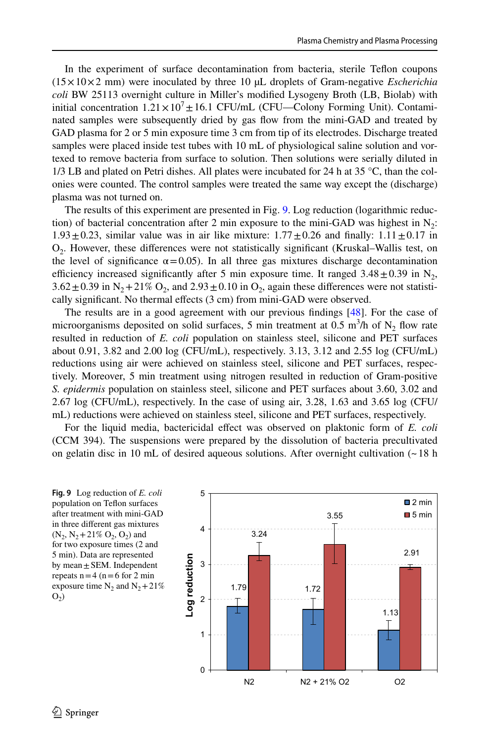In the experiment of surface decontamination from bacteria, sterile Teflon coupons ($15 \times 10 \times 2$ mm) were inoculated by three 10 μL droplets of Gram-negative *Escherichia coli* BW 25113 overnight culture in Miller's modified Lysogeny Broth (LB, Biolab) with initial concentration $1.21 \times 10^7 \pm 16.1$ CFU/mL (CFU—Colony Forming Unit). Contaminated samples were subsequently dried by gas flow from the mini-GAD and treated by GAD plasma for 2 or 5 min exposure time 3 cm from tip of its electrodes. Discharge treated samples were placed inside test tubes with 10 mL of physiological saline solution and vortexed to remove bacteria from surface to solution. Then solutions were serially diluted in 1/3 LB and plated on Petri dishes. All plates were incubated for 24 h at 35 °C, than the colonies were counted. The control samples were treated the same way except the (discharge) plasma was not turned on.

The results of this experiment are presented in Fig. 9. Log reduction (logarithmic reduction) of bacterial concentration after 2 min exposure to the mini-GAD was highest in $N_2$: $1.93 \pm 0.23$, similar value was in air like mixture: $1.77 \pm 0.26$ and finally: $1.11 \pm 0.17$ in $O_2$. However, these differences were not statistically significant (Kruskal–Wallis test, on the level of significance $\alpha = 0.05$). In all three gas mixtures discharge decontamination efficiency increased significantly after 5 min exposure time. It ranged $3.48 \pm 0.39$ in $N_2$, $3.62 \pm 0.39$ in $N_2 + 21\%$ $O_2$, and $2.93 \pm 0.10$ in $O_2$, again these differences were not statistically significant. No thermal effects (3 cm) from mini-GAD were observed.

The results are in a good agreement with our previous findings [48]. For the case of microorganisms deposited on solid surfaces, 5 min treatment at 0.5 $m^3$/h of $N_2$ flow rate resulted in reduction of *E. coli* population on stainless steel, silicone and PET surfaces about 0.91, 3.82 and 2.00 log (CFU/mL), respectively. 3.13, 3.12 and 2.55 log (CFU/mL) reductions using air were achieved on stainless steel, silicone and PET surfaces, respectively. Moreover, 5 min treatment using nitrogen resulted in reduction of Gram-positive *S. epidermis* population on stainless steel, silicone and PET surfaces about 3.60, 3.02 and 2.67 log (CFU/mL), respectively. In the case of using air, 3.28, 1.63 and 3.65 log (CFU/mL) reductions were achieved on stainless steel, silicone and PET surfaces, respectively.

For the liquid media, bactericidal effect was observed on plaktonic form of *E. coli* (CCM 394). The suspensions were prepared by the dissolution of bacteria precultivated on gelatin disc in 10 mL of desired aqueous solutions. After overnight cultivation (~18 h

**Fig. 9** Log reduction of *E. coli* population on Teflon surfaces after treatment with mini-GAD in three different gas mixtures ($N_2$, $N_2 + 21\%$ $O_2$, $O_2$) and for two exposure times (2 and 5 min). Data are represented by mean ± SEM. Independent repeats n = 4 (n = 6 for 2 min exposure time $N_2$ and $N_2 + 21\%$ $O_2$)

| Gas mixture | 2 min | 5 min |
|---|---|---|
| N2 | 1.79 | 3.24 |
| N2 + 21% O2 | 1.72 | 3.55 |
| O2 | 1.13 | 2.91 |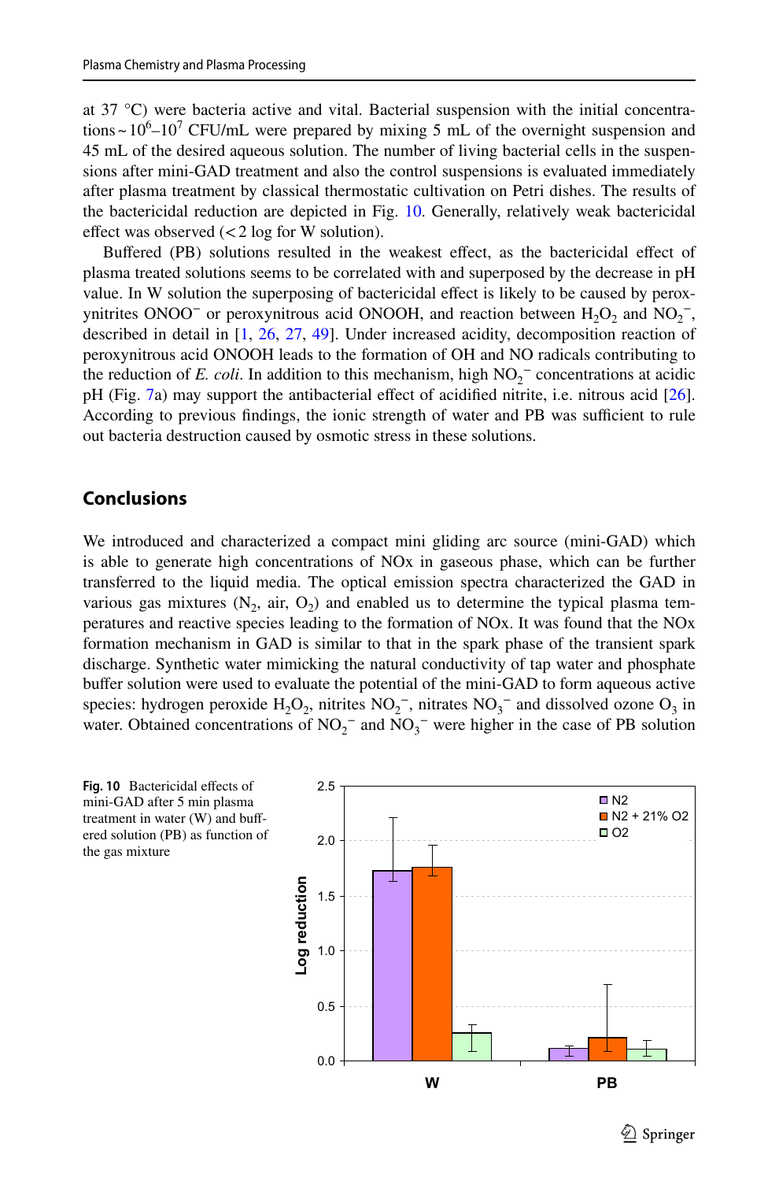at 37 °C) were bacteria active and vital. Bacterial suspension with the initial concentrations ~ $10^6$–$10^7$ CFU/mL were prepared by mixing 5 mL of the overnight suspension and 45 mL of the desired aqueous solution. The number of living bacterial cells in the suspensions after mini-GAD treatment and also the control suspensions is evaluated immediately after plasma treatment by classical thermostatic cultivation on Petri dishes. The results of the bactericidal reduction are depicted in Fig. 10. Generally, relatively weak bactericidal effect was observed (< 2 log for W solution).

Buffered (PB) solutions resulted in the weakest effect, as the bactericidal effect of plasma treated solutions seems to be correlated with and superposed by the decrease in pH value. In W solution the superposing of bactericidal effect is likely to be caused by peroxynitrites $ONOO^-$ or peroxynitrous acid ONOOH, and reaction between $H_2O_2$ and $NO_2^-$, described in detail in [1, 26, 27, 49]. Under increased acidity, decomposition reaction of peroxynitrous acid ONOOH leads to the formation of OH and NO radicals contributing to the reduction of *E. coli*. In addition to this mechanism, high $NO_2^-$ concentrations at acidic pH (Fig. 7a) may support the antibacterial effect of acidified nitrite, i.e. nitrous acid [26]. According to previous findings, the ionic strength of water and PB was sufficient to rule out bacteria destruction caused by osmotic stress in these solutions.

## Conclusions

We introduced and characterized a compact mini gliding arc source (mini-GAD) which is able to generate high concentrations of NOx in gaseous phase, which can be further transferred to the liquid media. The optical emission spectra characterized the GAD in various gas mixtures ($N_2$, air, $O_2$) and enabled us to determine the typical plasma temperatures and reactive species leading to the formation of NOx. It was found that the NOx formation mechanism in GAD is similar to that in the spark phase of the transient spark discharge. Synthetic water mimicking the natural conductivity of tap water and phosphate buffer solution were used to evaluate the potential of the mini-GAD to form aqueous active species: hydrogen peroxide $H_2O_2$, nitrites $NO_2^-$, nitrates $NO_3^-$ and dissolved ozone $O_3$ in water. Obtained concentrations of $NO_2^-$ and $NO_3^-$ were higher in the case of PB solution

**Fig. 10** Bactericidal effects of mini-GAD after 5 min plasma treatment in water (W) and buffered solution (PB) as function of the gas mixture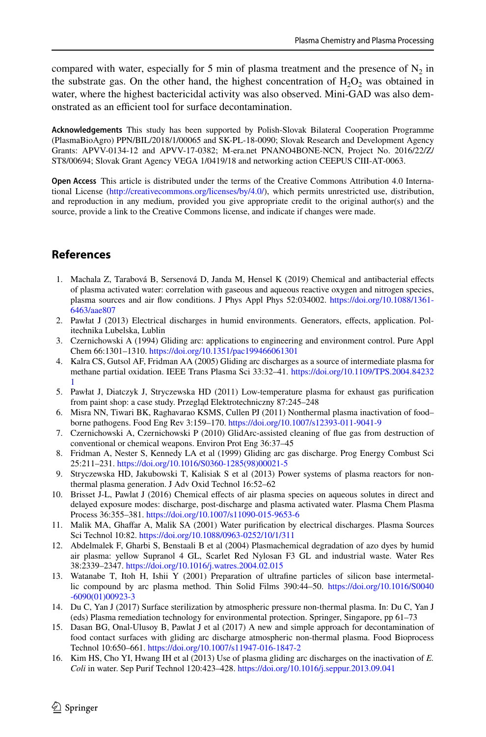compared with water, especially for 5 min of plasma treatment and the presence of $N_2$ in the substrate gas. On the other hand, the highest concentration of $H_2O_2$ was obtained in water, where the highest bactericidal activity was also observed. Mini-GAD was also demonstrated as an efficient tool for surface decontamination.

**Acknowledgements** This study has been supported by Polish-Slovak Bilateral Cooperation Programme (PlasmaBioAgro) PPN/BIL/2018/1/00065 and SK-PL-18-0090; Slovak Research and Development Agency Grants: APVV-0134-12 and APVV-17-0382; M-era.net PNANO4BONE-NCN, Project No. 2016/22/Z/ST8/00694; Slovak Grant Agency VEGA 1/0419/18 and networking action CEEPUS CIII-AT-0063.

**Open Access** This article is distributed under the terms of the Creative Commons Attribution 4.0 International License (http://creativecommons.org/licenses/by/4.0/), which permits unrestricted use, distribution, and reproduction in any medium, provided you give appropriate credit to the original author(s) and the source, provide a link to the Creative Commons license, and indicate if changes were made.

## References

1. Machala Z, Tarabová B, Sersenová D, Janda M, Hensel K (2019) Chemical and antibacterial effects of plasma activated water: correlation with gaseous and aqueous reactive oxygen and nitrogen species, plasma sources and air flow conditions. J Phys Appl Phys 52:034002. https://doi.org/10.1088/1361-6463/aae807
2. Pawłat J (2013) Electrical discharges in humid environments. Generators, effects, application. Politechnika Lubelska, Lublin
3. Czernichowski A (1994) Gliding arc: applications to engineering and environment control. Pure Appl Chem 66:1301–1310. https://doi.org/10.1351/pac199466061301
4. Kalra CS, Gutsol AF, Fridman AA (2005) Gliding arc discharges as a source of intermediate plasma for methane partial oxidation. IEEE Trans Plasma Sci 33:32–41. https://doi.org/10.1109/TPS.2004.842321
5. Pawłat J, Diatczyk J, Stryczewska HD (2011) Low-temperature plasma for exhaust gas purification from paint shop: a case study. Przegląd Elektrotechniczny 87:245–248
6. Misra NN, Tiwari BK, Raghavarao KSMS, Cullen PJ (2011) Nonthermal plasma inactivation of food–borne pathogens. Food Eng Rev 3:159–170. https://doi.org/10.1007/s12393-011-9041-9
7. Czernichowski A, Czernichowski P (2010) GlidArc-assisted cleaning of flue gas from destruction of conventional or chemical weapons. Environ Prot Eng 36:37–45
8. Fridman A, Nester S, Kennedy LA et al (1999) Gliding arc gas discharge. Prog Energy Combust Sci 25:211–231. https://doi.org/10.1016/S0360-1285(98)00021-5
9. Stryczewska HD, Jakubowski T, Kalisiak S et al (2013) Power systems of plasma reactors for non-thermal plasma generation. J Adv Oxid Technol 16:52–62
10. Brisset J-L, Pawlat J (2016) Chemical effects of air plasma species on aqueous solutes in direct and delayed exposure modes: discharge, post-discharge and plasma activated water. Plasma Chem Plasma Process 36:355–381. https://doi.org/10.1007/s11090-015-9653-6
11. Malik MA, Ghaffar A, Malik SA (2001) Water purification by electrical discharges. Plasma Sources Sci Technol 10:82. https://doi.org/10.1088/0963-0252/10/1/311
12. Abdelmalek F, Gharbi S, Benstaali B et al (2004) Plasmachemical degradation of azo dyes by humid air plasma: yellow Supranol 4 GL, Scarlet Red Nylosan F3 GL and industrial waste. Water Res 38:2339–2347. https://doi.org/10.1016/j.watres.2004.02.015
13. Watanabe T, Itoh H, Ishii Y (2001) Preparation of ultrafine particles of silicon base intermetallic compound by arc plasma method. Thin Solid Films 390:44–50. https://doi.org/10.1016/S0040-6090(01)00923-3
14. Du C, Yan J (2017) Surface sterilization by atmospheric pressure non-thermal plasma. In: Du C, Yan J (eds) Plasma remediation technology for environmental protection. Springer, Singapore, pp 61–73
15. Dasan BG, Onal-Ulusoy B, Pawlat J et al (2017) A new and simple approach for decontamination of food contact surfaces with gliding arc discharge atmospheric non-thermal plasma. Food Bioprocess Technol 10:650–661. https://doi.org/10.1007/s11947-016-1847-2
16. Kim HS, Cho YI, Hwang IH et al (2013) Use of plasma gliding arc discharges on the inactivation of *E. Coli* in water. Sep Purif Technol 120:423–428. https://doi.org/10.1016/j.seppur.2013.09.041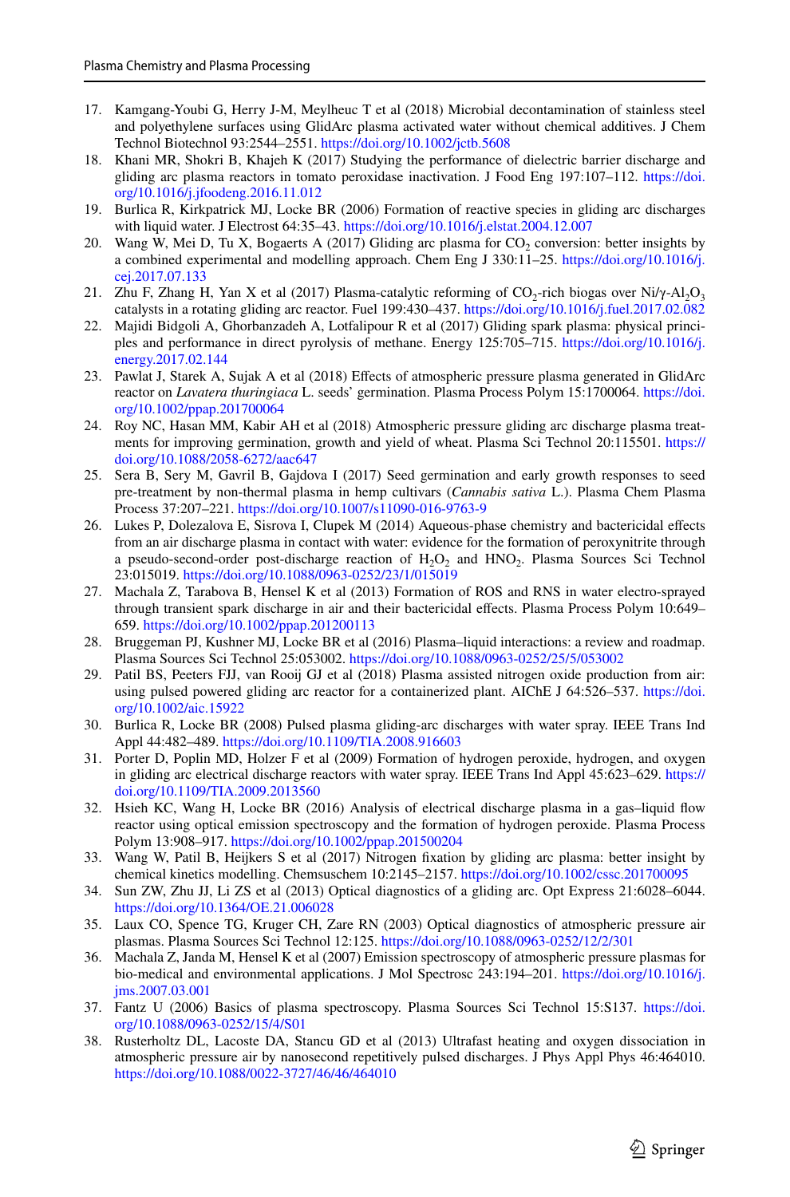17. Kamgang-Youbi G, Herry J-M, Meylheuc T et al (2018) Microbial decontamination of stainless steel and polyethylene surfaces using GlidArc plasma activated water without chemical additives. J Chem Technol Biotechnol 93:2544–2551. https://doi.org/10.1002/jctb.5608
18. Khani MR, Shokri B, Khajeh K (2017) Studying the performance of dielectric barrier discharge and gliding arc plasma reactors in tomato peroxidase inactivation. J Food Eng 197:107–112. https://doi.org/10.1016/j.jfoodeng.2016.11.012
19. Burlica R, Kirkpatrick MJ, Locke BR (2006) Formation of reactive species in gliding arc discharges with liquid water. J Electrost 64:35–43. https://doi.org/10.1016/j.elstat.2004.12.007
20. Wang W, Mei D, Tu X, Bogaerts A (2017) Gliding arc plasma for $CO_2$ conversion: better insights by a combined experimental and modelling approach. Chem Eng J 330:11–25. https://doi.org/10.1016/j.cej.2017.07.133
21. Zhu F, Zhang H, Yan X et al (2017) Plasma-catalytic reforming of $CO_2$-rich biogas over Ni/γ-$Al_2O_3$ catalysts in a rotating gliding arc reactor. Fuel 199:430–437. https://doi.org/10.1016/j.fuel.2017.02.082
22. Majidi Bidgoli A, Ghorbanzadeh A, Lotfalipour R et al (2017) Gliding spark plasma: physical principles and performance in direct pyrolysis of methane. Energy 125:705–715. https://doi.org/10.1016/j.energy.2017.02.144
23. Pawlat J, Starek A, Sujak A et al (2018) Effects of atmospheric pressure plasma generated in GlidArc reactor on *Lavatera thuringiaca* L. seeds' germination. Plasma Process Polym 15:1700064. https://doi.org/10.1002/ppap.201700064
24. Roy NC, Hasan MM, Kabir AH et al (2018) Atmospheric pressure gliding arc discharge plasma treatments for improving germination, growth and yield of wheat. Plasma Sci Technol 20:115501. https://doi.org/10.1088/2058-6272/aac647
25. Sera B, Sery M, Gavril B, Gajdova I (2017) Seed germination and early growth responses to seed pre-treatment by non-thermal plasma in hemp cultivars (*Cannabis sativa* L.). Plasma Chem Plasma Process 37:207–221. https://doi.org/10.1007/s11090-016-9763-9
26. Lukes P, Dolezalova E, Sisrova I, Clupek M (2014) Aqueous-phase chemistry and bactericidal effects from an air discharge plasma in contact with water: evidence for the formation of peroxynitrite through a pseudo-second-order post-discharge reaction of $H_2O_2$ and $HNO_2$. Plasma Sources Sci Technol 23:015019. https://doi.org/10.1088/0963-0252/23/1/015019
27. Machala Z, Tarabova B, Hensel K et al (2013) Formation of ROS and RNS in water electro-sprayed through transient spark discharge in air and their bactericidal effects. Plasma Process Polym 10:649–659. https://doi.org/10.1002/ppap.201200113
28. Bruggeman PJ, Kushner MJ, Locke BR et al (2016) Plasma–liquid interactions: a review and roadmap. Plasma Sources Sci Technol 25:053002. https://doi.org/10.1088/0963-0252/25/5/053002
29. Patil BS, Peeters FJJ, van Rooij GJ et al (2018) Plasma assisted nitrogen oxide production from air: using pulsed powered gliding arc reactor for a containerized plant. AIChE J 64:526–537. https://doi.org/10.1002/aic.15922
30. Burlica R, Locke BR (2008) Pulsed plasma gliding-arc discharges with water spray. IEEE Trans Ind Appl 44:482–489. https://doi.org/10.1109/TIA.2008.916603
31. Porter D, Poplin MD, Holzer F et al (2009) Formation of hydrogen peroxide, hydrogen, and oxygen in gliding arc electrical discharge reactors with water spray. IEEE Trans Ind Appl 45:623–629. https://doi.org/10.1109/TIA.2009.2013560
32. Hsieh KC, Wang H, Locke BR (2016) Analysis of electrical discharge plasma in a gas–liquid flow reactor using optical emission spectroscopy and the formation of hydrogen peroxide. Plasma Process Polym 13:908–917. https://doi.org/10.1002/ppap.201500204
33. Wang W, Patil B, Heijkers S et al (2017) Nitrogen fixation by gliding arc plasma: better insight by chemical kinetics modelling. Chemsuschem 10:2145–2157. https://doi.org/10.1002/cssc.201700095
34. Sun ZW, Zhu JJ, Li ZS et al (2013) Optical diagnostics of a gliding arc. Opt Express 21:6028–6044. https://doi.org/10.1364/OE.21.006028
35. Laux CO, Spence TG, Kruger CH, Zare RN (2003) Optical diagnostics of atmospheric pressure air plasmas. Plasma Sources Sci Technol 12:125. https://doi.org/10.1088/0963-0252/12/2/301
36. Machala Z, Janda M, Hensel K et al (2007) Emission spectroscopy of atmospheric pressure plasmas for bio-medical and environmental applications. J Mol Spectrosc 243:194–201. https://doi.org/10.1016/j.jms.2007.03.001
37. Fantz U (2006) Basics of plasma spectroscopy. Plasma Sources Sci Technol 15:S137. https://doi.org/10.1088/0963-0252/15/4/S01
38. Rusterholtz DL, Lacoste DA, Stancu GD et al (2013) Ultrafast heating and oxygen dissociation in atmospheric pressure air by nanosecond repetitively pulsed discharges. J Phys Appl Phys 46:464010. https://doi.org/10.1088/0022-3727/46/46/464010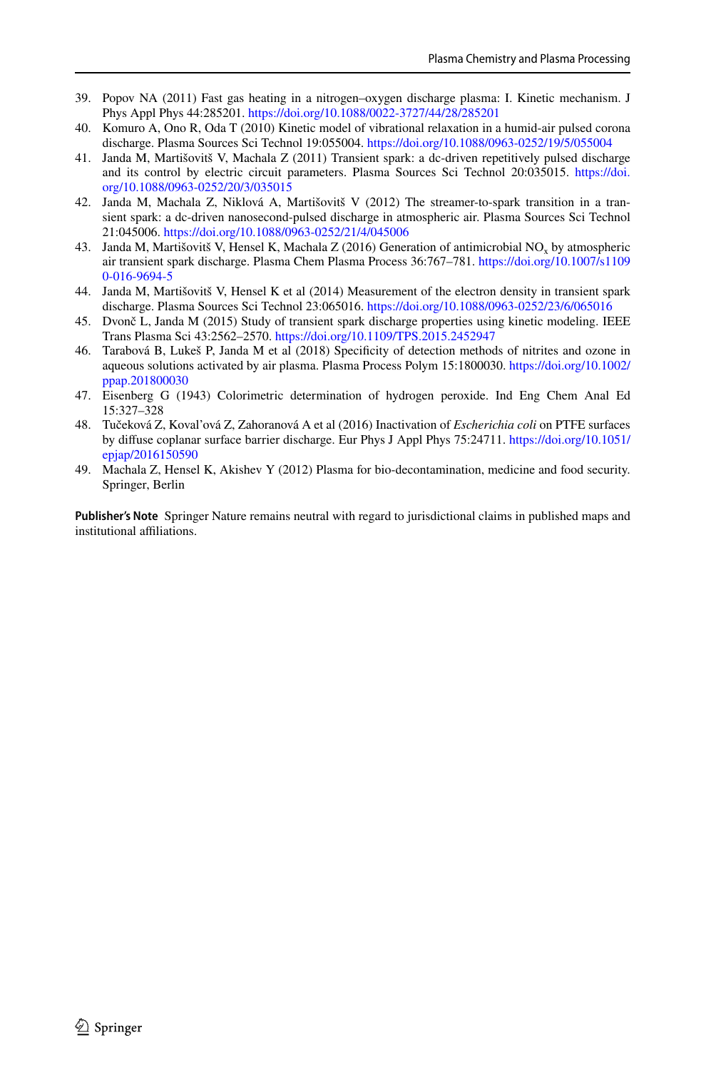39. Popov NA (2011) Fast gas heating in a nitrogen–oxygen discharge plasma: I. Kinetic mechanism. J Phys Appl Phys 44:285201. https://doi.org/10.1088/0022-3727/44/28/285201
40. Komuro A, Ono R, Oda T (2010) Kinetic model of vibrational relaxation in a humid-air pulsed corona discharge. Plasma Sources Sci Technol 19:055004. https://doi.org/10.1088/0963-0252/19/5/055004
41. Janda M, Martišovitš V, Machala Z (2011) Transient spark: a dc-driven repetitively pulsed discharge and its control by electric circuit parameters. Plasma Sources Sci Technol 20:035015. https://doi.org/10.1088/0963-0252/20/3/035015
42. Janda M, Machala Z, Niklová A, Martišovitš V (2012) The streamer-to-spark transition in a transient spark: a dc-driven nanosecond-pulsed discharge in atmospheric air. Plasma Sources Sci Technol 21:045006. https://doi.org/10.1088/0963-0252/21/4/045006
43. Janda M, Martišovitš V, Hensel K, Machala Z (2016) Generation of antimicrobial $NO_x$ by atmospheric air transient spark discharge. Plasma Chem Plasma Process 36:767–781. https://doi.org/10.1007/s11090-016-9694-5
44. Janda M, Martišovitš V, Hensel K et al (2014) Measurement of the electron density in transient spark discharge. Plasma Sources Sci Technol 23:065016. https://doi.org/10.1088/0963-0252/23/6/065016
45. Dvonč L, Janda M (2015) Study of transient spark discharge properties using kinetic modeling. IEEE Trans Plasma Sci 43:2562–2570. https://doi.org/10.1109/TPS.2015.2452947
46. Tarabová B, Lukeš P, Janda M et al (2018) Specificity of detection methods of nitrites and ozone in aqueous solutions activated by air plasma. Plasma Process Polym 15:1800030. https://doi.org/10.1002/ppap.201800030
47. Eisenberg G (1943) Colorimetric determination of hydrogen peroxide. Ind Eng Chem Anal Ed 15:327–328
48. Tučeková Z, Koval'ová Z, Zahoranová A et al (2016) Inactivation of *Escherichia coli* on PTFE surfaces by diffuse coplanar surface barrier discharge. Eur Phys J Appl Phys 75:24711. https://doi.org/10.1051/epjap/2016150590
49. Machala Z, Hensel K, Akishev Y (2012) Plasma for bio-decontamination, medicine and food security. Springer, Berlin

**Publisher's Note** Springer Nature remains neutral with regard to jurisdictional claims in published maps and institutional affiliations.